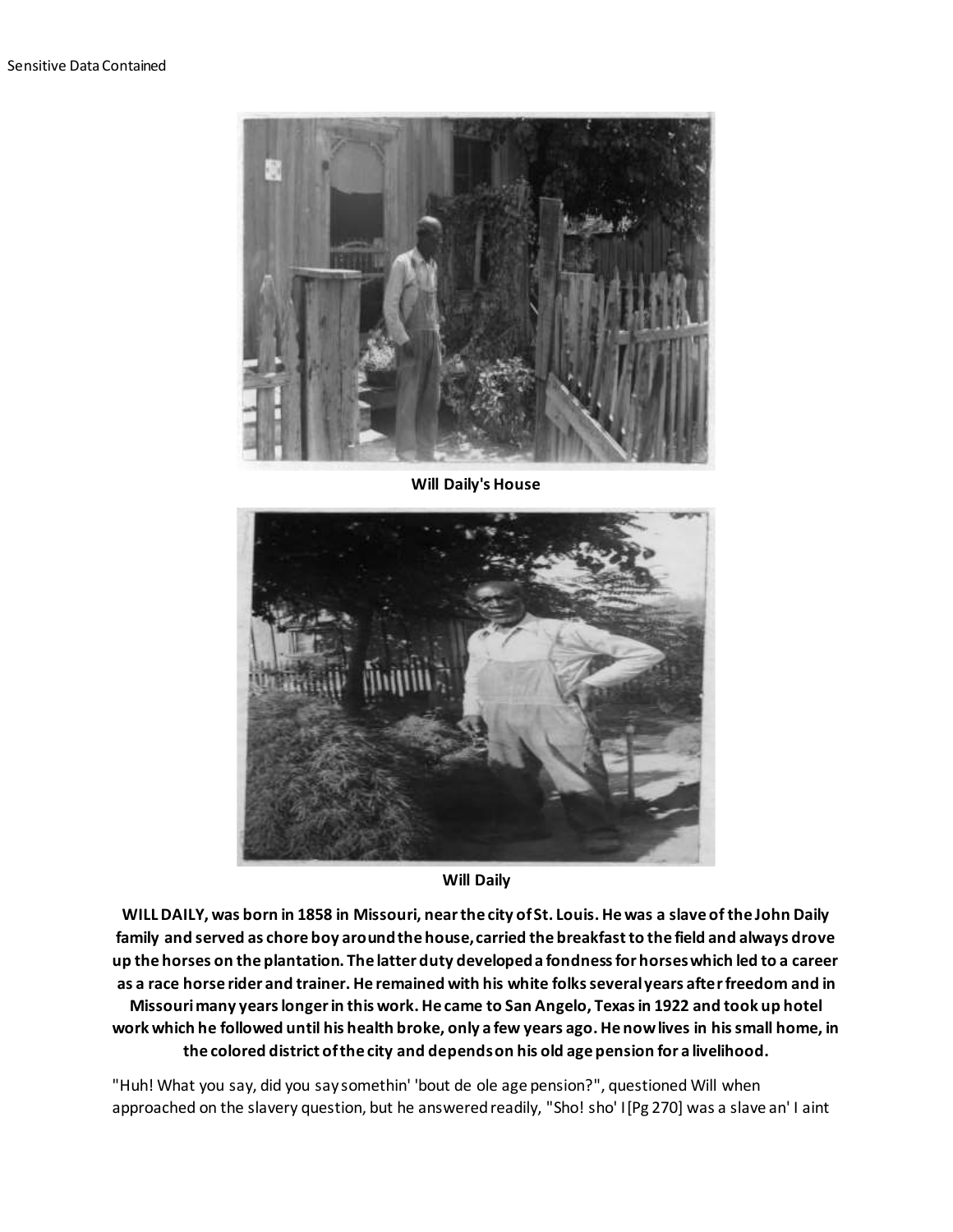Sensitive Data Contained

Will Daily's House

Will Daily

**WILL DAILY, was born in 1858 in Missouri, near the city of St. Louis. He was a slave of the John Daily family and served as chore boy around the house, carried the breakfast to the field and always drove up the horses on the plantation. The latter duty developed a fondness for horses which led to a career as a race horse rider and trainer. He remained with his white folks several years after freedom and in Missouri many years longer in this work. He came to San Angelo, Texas in 1922 and took up hotel work which he followed until his health broke, only a few years ago. He now lives in his small home, in the colored district of the city and depends on his old age pension for a livelihood.**

"Huh! What you say, did you say somethin' 'bout de ole age pension?", questioned Will when approached on the slavery question, but he answered readily, "Sho! sho' I [Pg 270] was a slave an' I aint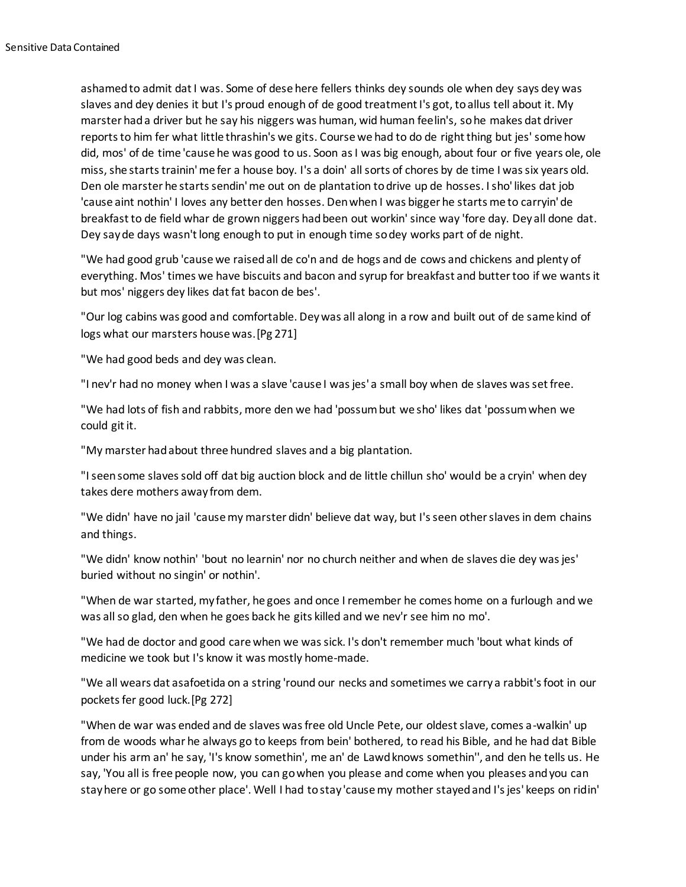ashamed to admit dat I was. Some of dese here fellers thinks dey sounds ole when dey says dey was slaves and dey denies it but I's proud enough of de good treatment I's got, to allus tell about it. My marster had a driver but he say his niggers was human, wid human feelin's, so he makes dat driver reports to him fer what little thrashin's we gits. Course we had to do de right thing but jes' some how did, mos' of de time 'cause he was good to us. Soon as I was big enough, about four or five years ole, ole miss, she starts trainin' me fer a house boy. I's a doin' all sorts of chores by de time I was six years old. Den ole marster he starts sendin' me out on de plantation to drive up de hosses. I sho' likes dat job 'cause aint nothin' I loves any better den hosses. Den when I was bigger he starts me to carryin' de breakfast to de field whar de grown niggers had been out workin' since way 'fore day. Dey all done dat. Dey say de days wasn't long enough to put in enough time so dey works part of de night.

"We had good grub 'cause we raised all de co'n and de hogs and de cows and chickens and plenty of everything. Mos' times we have biscuits and bacon and syrup for breakfast and butter too if we wants it but mos' niggers dey likes dat fat bacon de bes'.

"Our log cabins was good and comfortable. Dey was all along in a row and built out of de same kind of logs what our marsters house was.[Pg 271]

"We had good beds and dey was clean.

"I nev'r had no money when I was a slave 'cause I was jes' a small boy when de slaves was set free.

"We had lots of fish and rabbits, more den we had 'possum but we sho' likes dat 'possum when we could git it.

"My marster had about three hundred slaves and a big plantation.

"I seen some slaves sold off dat big auction block and de little chillun sho' would be a cryin' when dey takes dere mothers away from dem.

"We didn' have no jail 'cause my marster didn' believe dat way, but I's seen other slaves in dem chains and things.

"We didn' know nothin' 'bout no learnin' nor no church neither and when de slaves die dey was jes' buried without no singin' or nothin'.

"When de war started, my father, he goes and once I remember he comes home on a furlough and we was all so glad, den when he goes back he gits killed and we nev'r see him no mo'.

"We had de doctor and good care when we was sick. I's don't remember much 'bout what kinds of medicine we took but I's know it was mostly home-made.

"We all wears dat asafoetida on a string 'round our necks and sometimes we carry a rabbit's foot in our pockets fer good luck.[Pg 272]

"When de war was ended and de slaves was free old Uncle Pete, our oldest slave, comes a-walkin' up from de woods whar he always go to keeps from bein' bothered, to read his Bible, and he had dat Bible under his arm an' he say, 'I's know somethin', me an' de Lawd knows somethin'', and den he tells us. He say, 'You all is free people now, you can go when you please and come when you pleases and you can stay here or go some other place'. Well I had to stay 'cause my mother stayed and I's jes' keeps on ridin'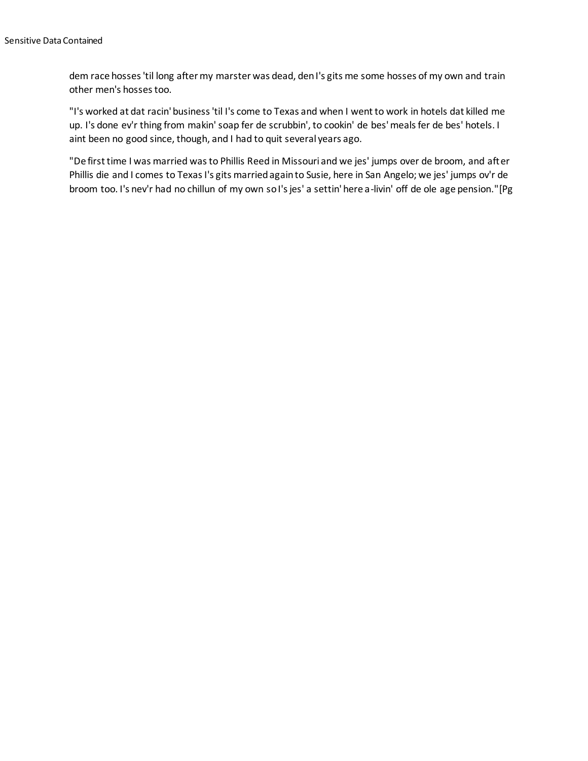dem race hosses 'til long after my marster was dead, den I's gits me some hosses of my own and train other men's hosses too.

"I's worked at dat racin' business 'til I's come to Texas and when I went to work in hotels dat killed me up. I's done ev'r thing from makin' soap fer de scrubbin', to cookin' de bes' meals fer de bes' hotels. I aint been no good since, though, and I had to quit several years ago.

"De first time I was married was to Phillis Reed in Missouri and we jes' jumps over de broom, and after Phillis die and I comes to Texas I's gits married again to Susie, here in San Angelo; we jes' jumps ov'r de broom too. I's nev'r had no chillun of my own so I's jes' a settin' here a-livin' off de ole age pension."[Pg